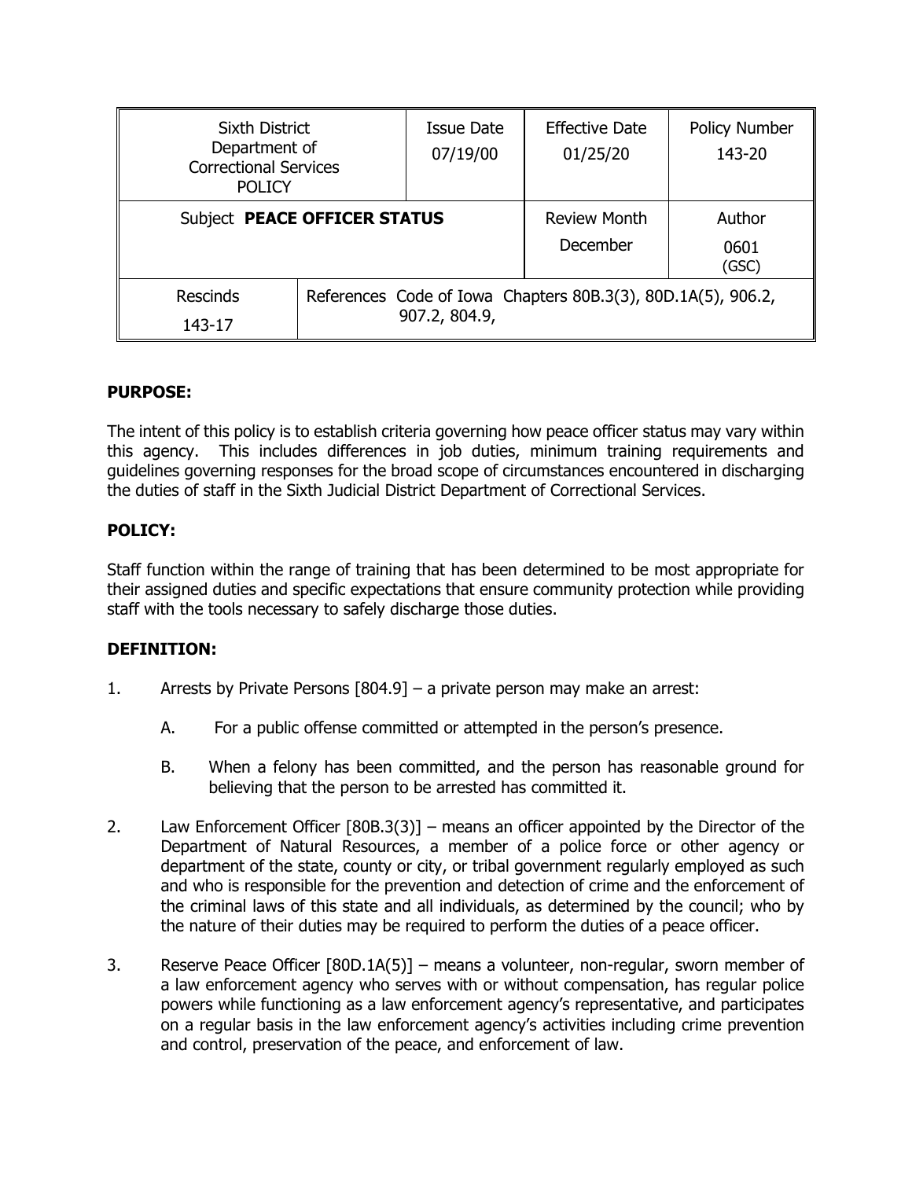| Sixth District Department of Correctional Services POLICY | | Issue Date 07/19/00 | Effective Date 01/25/20 | Policy Number 143-20 |
|---|---|---|---|---|
| Subject **PEACE OFFICER STATUS** | | | Review Month December | Author 0601 (GSC) |
| Rescinds 143-17 | References Code of Iowa Chapters 80B.3(3), 80D.1A(5), 906.2, 907.2, 804.9, | | | |

**PURPOSE:**

The intent of this policy is to establish criteria governing how peace officer status may vary within this agency. This includes differences in job duties, minimum training requirements and guidelines governing responses for the broad scope of circumstances encountered in discharging the duties of staff in the Sixth Judicial District Department of Correctional Services.

**POLICY:**

Staff function within the range of training that has been determined to be most appropriate for their assigned duties and specific expectations that ensure community protection while providing staff with the tools necessary to safely discharge those duties.

**DEFINITION:**

1. Arrests by Private Persons [804.9] – a private person may make an arrest:

   A. For a public offense committed or attempted in the person's presence.

   B. When a felony has been committed, and the person has reasonable ground for believing that the person to be arrested has committed it.

2. Law Enforcement Officer [80B.3(3)] – means an officer appointed by the Director of the Department of Natural Resources, a member of a police force or other agency or department of the state, county or city, or tribal government regularly employed as such and who is responsible for the prevention and detection of crime and the enforcement of the criminal laws of this state and all individuals, as determined by the council; who by the nature of their duties may be required to perform the duties of a peace officer.

3. Reserve Peace Officer [80D.1A(5)] – means a volunteer, non-regular, sworn member of a law enforcement agency who serves with or without compensation, has regular police powers while functioning as a law enforcement agency's representative, and participates on a regular basis in the law enforcement agency's activities including crime prevention and control, preservation of the peace, and enforcement of law.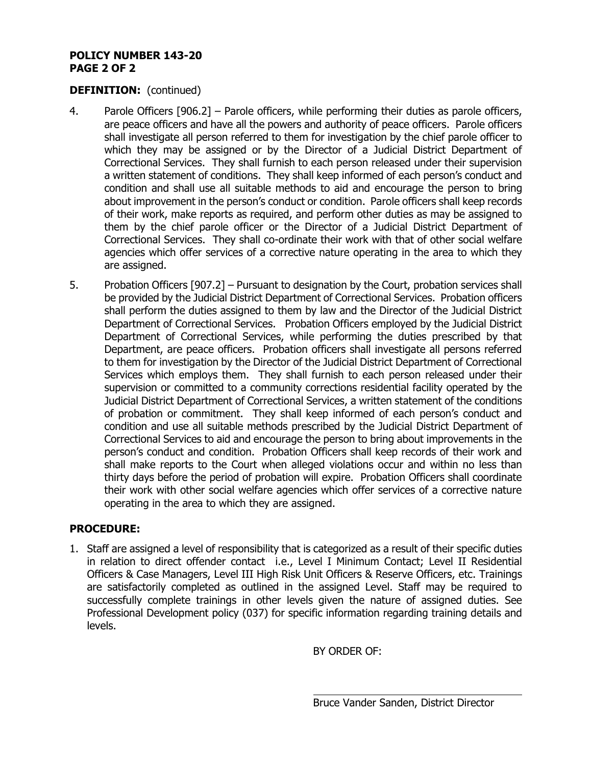**DEFINITION:** (continued)

4. Parole Officers [906.2] – Parole officers, while performing their duties as parole officers, are peace officers and have all the powers and authority of peace officers. Parole officers shall investigate all person referred to them for investigation by the chief parole officer to which they may be assigned or by the Director of a Judicial District Department of Correctional Services. They shall furnish to each person released under their supervision a written statement of conditions. They shall keep informed of each person's conduct and condition and shall use all suitable methods to aid and encourage the person to bring about improvement in the person's conduct or condition. Parole officers shall keep records of their work, make reports as required, and perform other duties as may be assigned to them by the chief parole officer or the Director of a Judicial District Department of Correctional Services. They shall co-ordinate their work with that of other social welfare agencies which offer services of a corrective nature operating in the area to which they are assigned.

5. Probation Officers [907.2] – Pursuant to designation by the Court, probation services shall be provided by the Judicial District Department of Correctional Services. Probation officers shall perform the duties assigned to them by law and the Director of the Judicial District Department of Correctional Services. Probation Officers employed by the Judicial District Department of Correctional Services, while performing the duties prescribed by that Department, are peace officers. Probation officers shall investigate all persons referred to them for investigation by the Director of the Judicial District Department of Correctional Services which employs them. They shall furnish to each person released under their supervision or committed to a community corrections residential facility operated by the Judicial District Department of Correctional Services, a written statement of the conditions of probation or commitment. They shall keep informed of each person's conduct and condition and use all suitable methods prescribed by the Judicial District Department of Correctional Services to aid and encourage the person to bring about improvements in the person's conduct and condition. Probation Officers shall keep records of their work and shall make reports to the Court when alleged violations occur and within no less than thirty days before the period of probation will expire. Probation Officers shall coordinate their work with other social welfare agencies which offer services of a corrective nature operating in the area to which they are assigned.

**PROCEDURE:**

1. Staff are assigned a level of responsibility that is categorized as a result of their specific duties in relation to direct offender contact i.e., Level I Minimum Contact; Level II Residential Officers & Case Managers, Level III High Risk Unit Officers & Reserve Officers, etc. Trainings are satisfactorily completed as outlined in the assigned Level. Staff may be required to successfully complete trainings in other levels given the nature of assigned duties. See Professional Development policy (037) for specific information regarding training details and levels.

BY ORDER OF:

Bruce Vander Sanden, District Director